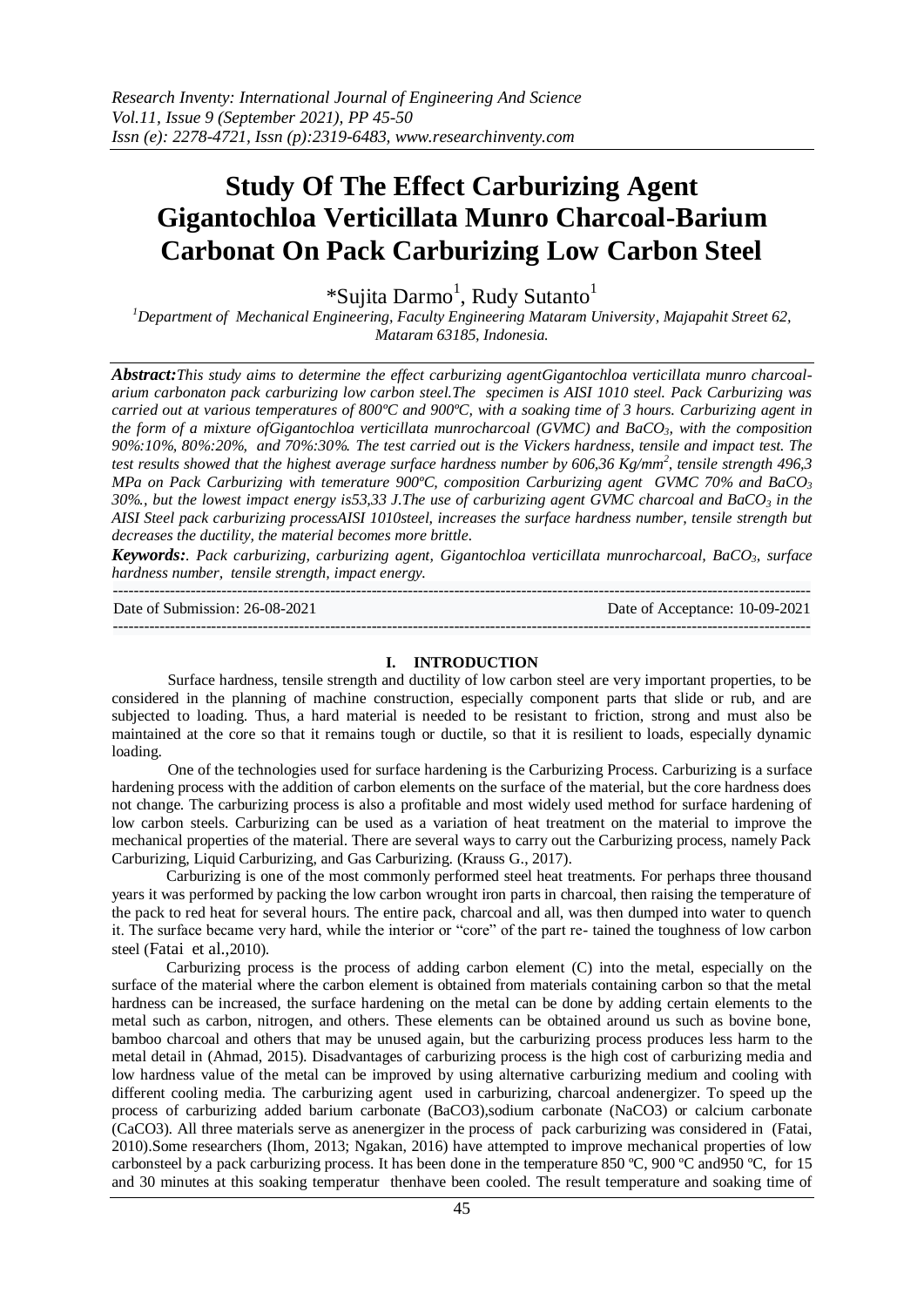# Study Of The Effect Carburizing Agent Gigantochloa Verticillata Munro Charcoal-Barium Carbonat On Pack Carburizing Low Carbon Steel

*Sujita Darmo[1], Rudy Sutanto[1]

[1]*Department of Mechanical Engineering, Faculty Engineering Mataram University, Majapahit Street 62, Mataram 63185, Indonesia.*

***Abstract:*** *This study aims to determine the effect carburizing agentGigantochloa verticillata munro charcoal-arium carbonaton pack carburizing low carbon steel.The specimen is AISI 1010 steel. Pack Carburizing was carried out at various temperatures of 800ºC and 900ºC, with a soaking time of 3 hours. Carburizing agent in the form of a mixture ofGigantochloa verticillata munrocharcoal (GVMC) and $BaCO_3$, with the composition 90%:10%, 80%:20%, and 70%:30%. The test carried out is the Vickers hardness, tensile and impact test. The test results showed that the highest average surface hardness number by 606,36 Kg/mm$^2$, tensile strength 496,3 MPa on Pack Carburizing with temerature 900ºC, composition Carburizing agent GVMC 70% and $BaCO_3$ 30%., but the lowest impact energy is53,33 J.The use of carburizing agent GVMC charcoal and $BaCO_3$ in the AISI Steel pack carburizing processAISI 1010steel, increases the surface hardness number, tensile strength but decreases the ductility, the material becomes more brittle.*

***Keywords:*** *. Pack carburizing, carburizing agent, Gigantochloa verticillata munrocharcoal, $BaCO_3$, surface hardness number, tensile strength, impact energy.*

---

Date of Submission: 26-08-2021 Date of Acceptance: 10-09-2021

---

## I. INTRODUCTION

Surface hardness, tensile strength and ductility of low carbon steel are very important properties, to be considered in the planning of machine construction, especially component parts that slide or rub, and are subjected to loading. Thus, a hard material is needed to be resistant to friction, strong and must also be maintained at the core so that it remains tough or ductile, so that it is resilient to loads, especially dynamic loading.

One of the technologies used for surface hardening is the Carburizing Process. Carburizing is a surface hardening process with the addition of carbon elements on the surface of the material, but the core hardness does not change. The carburizing process is also a profitable and most widely used method for surface hardening of low carbon steels. Carburizing can be used as a variation of heat treatment on the material to improve the mechanical properties of the material. There are several ways to carry out the Carburizing process, namely Pack Carburizing, Liquid Carburizing, and Gas Carburizing. (Krauss G., 2017).

Carburizing is one of the most commonly performed steel heat treatments. For perhaps three thousand years it was performed by packing the low carbon wrought iron parts in charcoal, then raising the temperature of the pack to red heat for several hours. The entire pack, charcoal and all, was then dumped into water to quench it. The surface became very hard, while the interior or "core" of the part re- tained the toughness of low carbon steel (Fatai et al.,2010).

Carburizing process is the process of adding carbon element (C) into the metal, especially on the surface of the material where the carbon element is obtained from materials containing carbon so that the metal hardness can be increased, the surface hardening on the metal can be done by adding certain elements to the metal such as carbon, nitrogen, and others. These elements can be obtained around us such as bovine bone, bamboo charcoal and others that may be unused again, but the carburizing process produces less harm to the metal detail in (Ahmad, 2015). Disadvantages of carburizing process is the high cost of carburizing media and low hardness value of the metal can be improved by using alternative carburizing medium and cooling with different cooling media. The carburizing agent used in carburizing, charcoal andenergizer. To speed up the process of carburizing added barium carbonate ($BaCO_3$),sodium carbonate ($NaCO_3$) or calcium carbonate ($CaCO_3$). All three materials serve as anenergizer in the process of pack carburizing was considered in (Fatai, 2010).Some researchers (Ihom, 2013; Ngakan, 2016) have attempted to improve mechanical properties of low carbonsteel by a pack carburizing process. It has been done in the temperature 850 ºC, 900 ºC and950 ºC, for 15 and 30 minutes at this soaking temperatur thenhave been cooled. The result temperature and soaking time of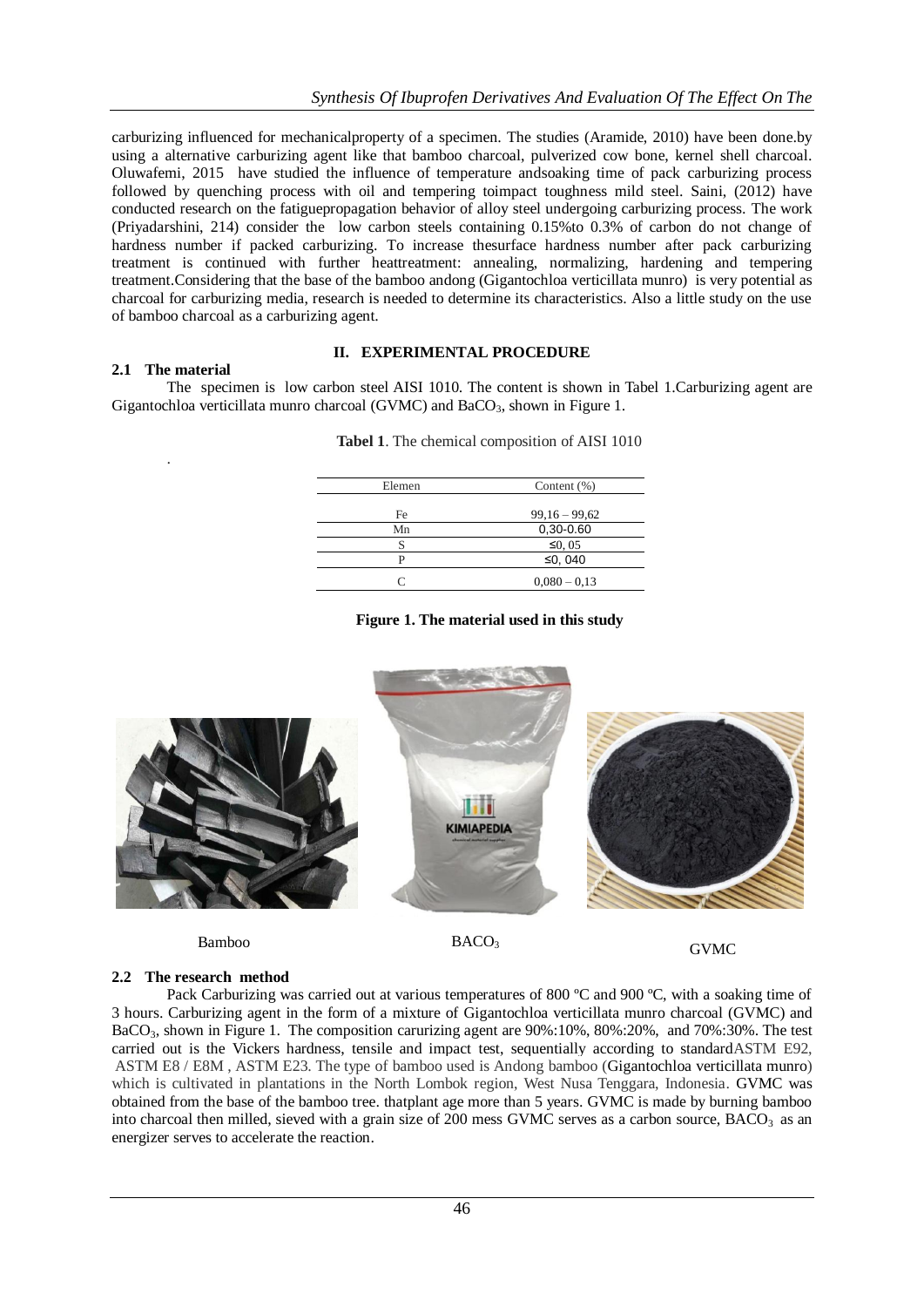carburizing influenced for mechanicalproperty of a specimen. The studies (Aramide, 2010) have been done.by using a alternative carburizing agent like that bamboo charcoal, pulverized cow bone, kernel shell charcoal. Oluwafemi, 2015 have studied the influence of temperature andsoaking time of pack carburizing process followed by quenching process with oil and tempering toimpact toughness mild steel. Saini, (2012) have conducted research on the fatiguepropagation behavior of alloy steel undergoing carburizing process. The work (Priyadarshini, 214) consider the low carbon steels containing 0.15%to 0.3% of carbon do not change of hardness number if packed carburizing. To increase thesurface hardness number after pack carburizing treatment is continued with further heattreatment: annealing, normalizing, hardening and tempering treatment.Considering that the base of the bamboo andong (Gigantochloa verticillata munro) is very potential as charcoal for carburizing media, research is needed to determine its characteristics. Also a little study on the use of bamboo charcoal as a carburizing agent.

## II. EXPERIMENTAL PROCEDURE

### 2.1 The material

The specimen is low carbon steel AISI 1010. The content is shown in Tabel 1.Carburizing agent are Gigantochloa verticillata munro charcoal (GVMC) and $BaCO_3$, shown in Figure 1.

**Tabel 1**. The chemical composition of AISI 1010

| Elemen | Content (%) |
|---|---|
| Fe | 99,16 – 99,62 |
| Mn | 0,30-0.60 |
| S | ≤0, 05 |
| P | ≤0, 040 |
| C | 0,080 – 0,13 |

**Figure 1. The material used in this study**

Bamboo | $BACO_3$ | GVMC

### 2.2 The research method

Pack Carburizing was carried out at various temperatures of 800 ºC and 900 ºC, with a soaking time of 3 hours. Carburizing agent in the form of a mixture of Gigantochloa verticillata munro charcoal (GVMC) and $BaCO_3$, shown in Figure 1. The composition carurizing agent are 90%:10%, 80%:20%, and 70%:30%. The test carried out is the Vickers hardness, tensile and impact test, sequentially according to standardASTM E92, ASTM E8 / E8M , ASTM E23. The type of bamboo used is Andong bamboo (Gigantochloa verticillata munro) which is cultivated in plantations in the North Lombok region, West Nusa Tenggara, Indonesia. GVMC was obtained from the base of the bamboo tree. thatplant age more than 5 years. GVMC is made by burning bamboo into charcoal then milled, sieved with a grain size of 200 mess GVMC serves as a carbon source, $BACO_3$ as an energizer serves to accelerate the reaction.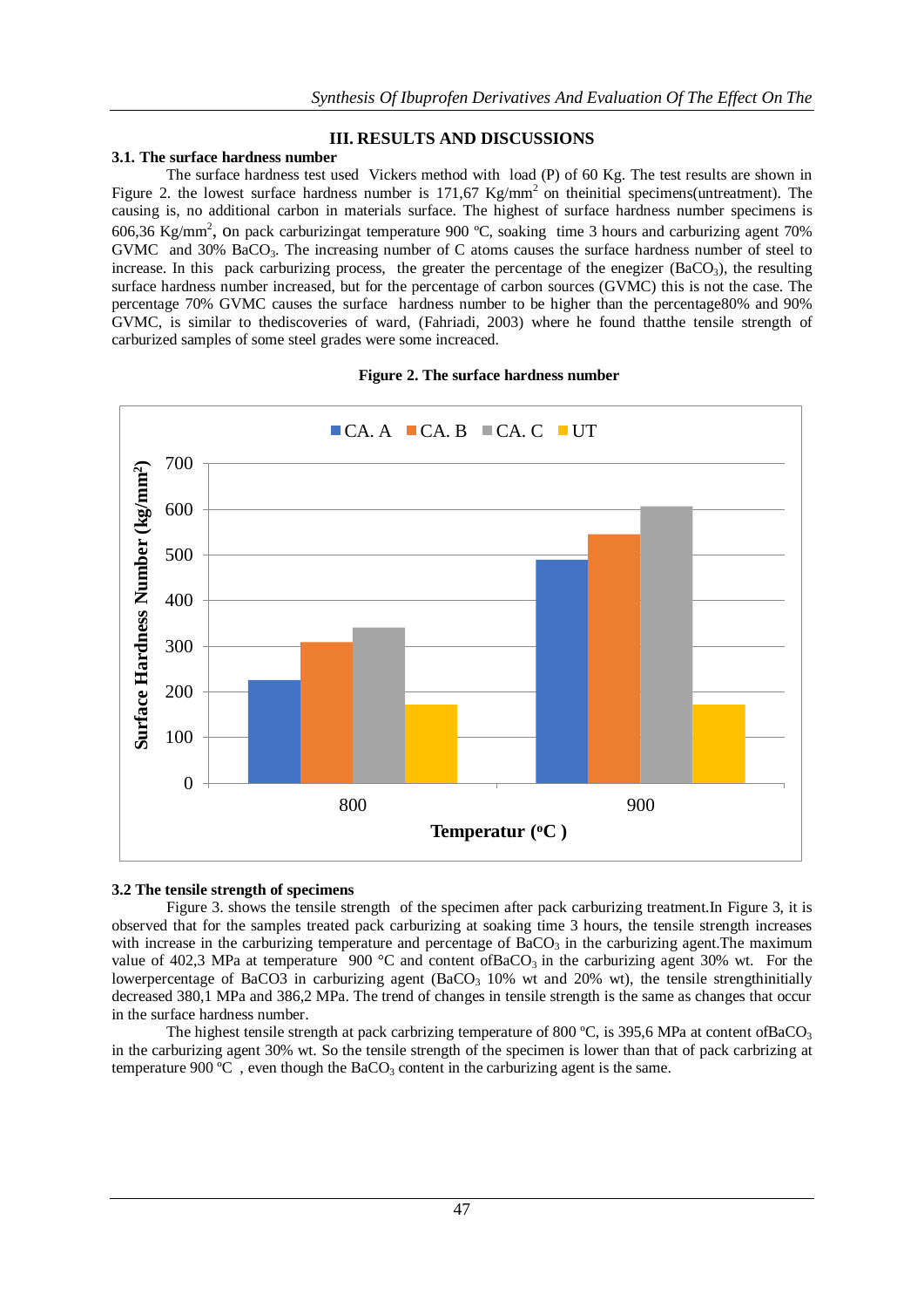## III. RESULTS AND DISCUSSIONS

### 3.1. The surface hardness number

The surface hardness test used Vickers method with load (P) of 60 Kg. The test results are shown in Figure 2. the lowest surface hardness number is 171,67 Kg/mm$^2$ on theinitial specimens(untreatment). The causing is, no additional carbon in materials surface. The highest of surface hardness number specimens is 606,36 Kg/mm$^2$, on pack carburizingat temperature 900 ºC, soaking time 3 hours and carburizing agent 70% GVMC and 30% $BaCO_3$. The increasing number of C atoms causes the surface hardness number of steel to increase. In this pack carburizing process, the greater the percentage of the enegizer ($BaCO_3$), the resulting surface hardness number increased, but for the percentage of carbon sources (GVMC) this is not the case. The percentage 70% GVMC causes the surface hardness number to be higher than the percentage80% and 90% GVMC, is similar to thediscoveries of ward, (Fahriadi, 2003) where he found thatthe tensile strength of carburized samples of some steel grades were some increaced.

**Figure 2. The surface hardness number**

### 3.2 The tensile strength of specimens

Figure 3. shows the tensile strength of the specimen after pack carburizing treatment.In Figure 3, it is observed that for the samples treated pack carburizing at soaking time 3 hours, the tensile strength increases with increase in the carburizing temperature and percentage of $BaCO_3$ in the carburizing agent.The maximum value of 402,3 MPa at temperature 900 °C and content of$BaCO_3$ in the carburizing agent 30% wt. For the lowerpercentage of BaCO3 in carburizing agent ($BaCO_3$ 10% wt and 20% wt), the tensile strengthinitially decreased 380,1 MPa and 386,2 MPa. The trend of changes in tensile strength is the same as changes that occur in the surface hardness number.

The highest tensile strength at pack carbrizing temperature of 800 ºC, is 395,6 MPa at content of$BaCO_3$ in the carburizing agent 30% wt. So the tensile strength of the specimen is lower than that of pack carbrizing at temperature 900 ºC , even though the $BaCO_3$ content in the carburizing agent is the same.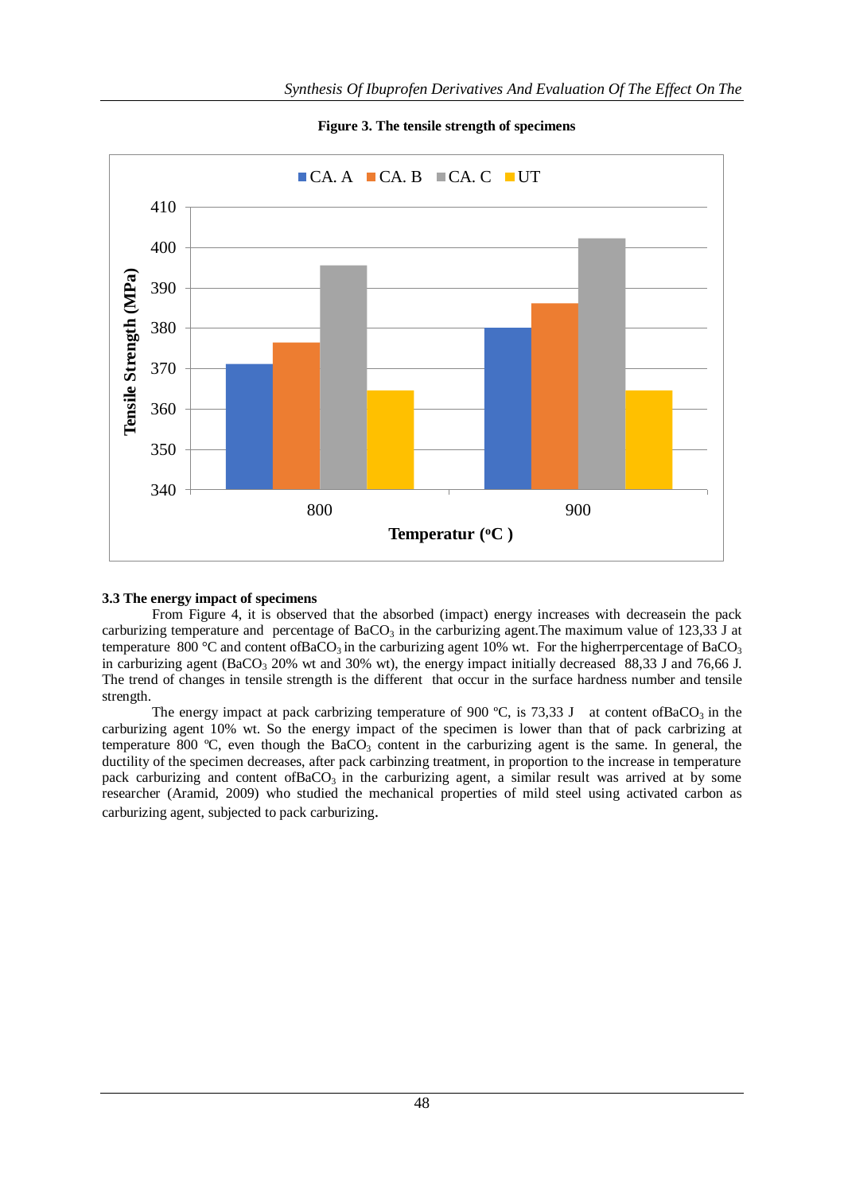**Figure 3. The tensile strength of specimens**

**3.3 The energy impact of specimens**

From Figure 4, it is observed that the absorbed (impact) energy increases with decreasein the pack carburizing temperature and percentage of $BaCO_3$ in the carburizing agent.The maximum value of 123,33 J at temperature 800 °C and content of$BaCO_3$ in the carburizing agent 10% wt. For the higherrpercentage of $BaCO_3$ in carburizing agent ($BaCO_3$ 20% wt and 30% wt), the energy impact initially decreased 88,33 J and 76,66 J. The trend of changes in tensile strength is the different that occur in the surface hardness number and tensile strength.

The energy impact at pack carbrizing temperature of 900 ºC, is 73,33 J at content of$BaCO_3$ in the carburizing agent 10% wt. So the energy impact of the specimen is lower than that of pack carbrizing at temperature 800 ºC, even though the $BaCO_3$ content in the carburizing agent is the same. In general, the ductility of the specimen decreases, after pack carbinzing treatment, in proportion to the increase in temperature pack carburizing and content of$BaCO_3$ in the carburizing agent, a similar result was arrived at by some researcher (Aramid, 2009) who studied the mechanical properties of mild steel using activated carbon as carburizing agent, subjected to pack carburizing.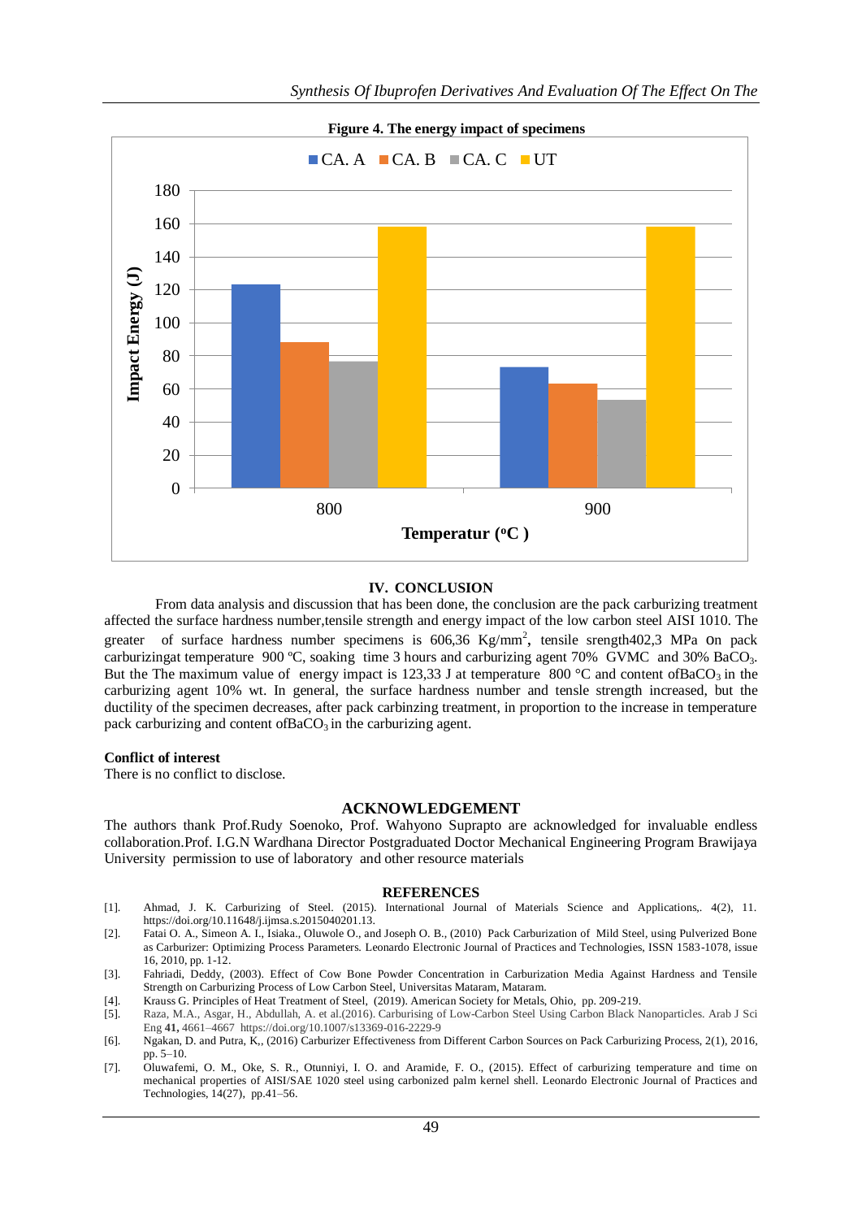**Figure 4. The energy impact of specimens**

IV. CONCLUSION

From data analysis and discussion that has been done, the conclusion are the pack carburizing treatment affected the surface hardness number,tensile strength and energy impact of the low carbon steel AISI 1010. The greater of surface hardness number specimens is 606,36 Kg/mm$^2$, tensile srength402,3 MPa on pack carburizingat temperature 900 ºC, soaking time 3 hours and carburizing agent 70% GVMC and 30% $BaCO_3$. But the The maximum value of energy impact is 123,33 J at temperature 800 °C and content of$BaCO_3$ in the carburizing agent 10% wt. In general, the surface hardness number and tensle strength increased, but the ductility of the specimen decreases, after pack carbinzing treatment, in proportion to the increase in temperature pack carburizing and content of$BaCO_3$ in the carburizing agent.

**Conflict of interest**

There is no conflict to disclose.

## ACKNOWLEDGEMENT

The authors thank Prof.Rudy Soenoko, Prof. Wahyono Suprapto are acknowledged for invaluable endless collaboration.Prof. I.G.N Wardhana Director Postgraduated Doctor Mechanical Engineering Program Brawijaya University permission to use of laboratory and other resource materials

## REFERENCES

[1]. Ahmad, J. K. Carburizing of Steel. (2015). International Journal of Materials Science and Applications,. 4(2), 11. https://doi.org/10.11648/j.ijmsa.s.2015040201.13.

[2]. Fatai O. A., Simeon A. I., Isiaka., Oluwole O., and Joseph O. B., (2010) Pack Carburization of Mild Steel, using Pulverized Bone as Carburizer: Optimizing Process Parameters. Leonardo Electronic Journal of Practices and Technologies, ISSN 1583-1078, issue 16, 2010, pp. 1-12.

[3]. Fahriadi, Deddy, (2003). Effect of Cow Bone Powder Concentration in Carburization Media Against Hardness and Tensile Strength on Carburizing Process of Low Carbon Steel, Universitas Mataram, Mataram.

[4]. Krauss G. Principles of Heat Treatment of Steel, (2019). American Society for Metals, Ohio, pp. 209-219.

[5]. Raza, M.A., Asgar, H., Abdullah, A. et al.(2016). Carburising of Low-Carbon Steel Using Carbon Black Nanoparticles. Arab J Sci Eng **41**, 4661–4667 https://doi.org/10.1007/s13369-016-2229-9

[6]. Ngakan, D. and Putra, K,, (2016) Carburizer Effectiveness from Different Carbon Sources on Pack Carburizing Process, 2(1), 2016, pp. 5–10.

[7]. Oluwafemi, O. M., Oke, S. R., Otunniyi, I. O. and Aramide, F. O., (2015). Effect of carburizing temperature and time on mechanical properties of AISI/SAE 1020 steel using carbonized palm kernel shell. Leonardo Electronic Journal of Practices and Technologies, 14(27), pp.41–56.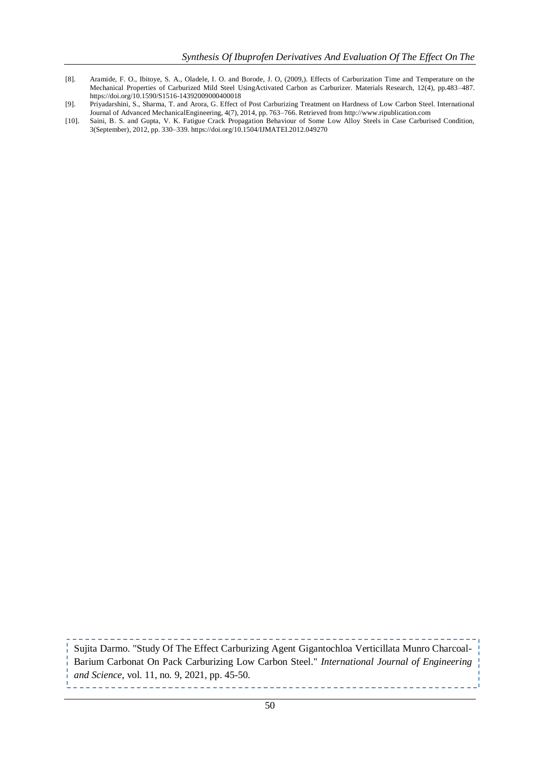[8]. Aramide, F. O., Ibitoye, S. A., Oladele, I. O. and Borode, J. O, (2009,). Effects of Carburization Time and Temperature on the Mechanical Properties of Carburized Mild Steel UsingActivated Carbon as Carburizer. Materials Research, 12(4), pp.483–487. https://doi.org/10.1590/S1516-14392009000400018

[9]. Priyadarshini, S., Sharma, T. and Arora, G. Effect of Post Carburizing Treatment on Hardness of Low Carbon Steel. International Journal of Advanced MechanicalEngineering, 4(7), 2014, pp. 763–766. Retrieved from http://www.ripublication.com

[10]. Saini, B. S. and Gupta, V. K. Fatigue Crack Propagation Behaviour of Some Low Alloy Steels in Case Carburised Condition, 3(September), 2012, pp. 330–339. https://doi.org/10.1504/IJMATEI.2012.049270

Sujita Darmo. "Study Of The Effect Carburizing Agent Gigantochloa Verticillata Munro Charcoal-Barium Carbonat On Pack Carburizing Low Carbon Steel." *International Journal of Engineering and Science*, vol. 11, no. 9, 2021, pp. 45-50.